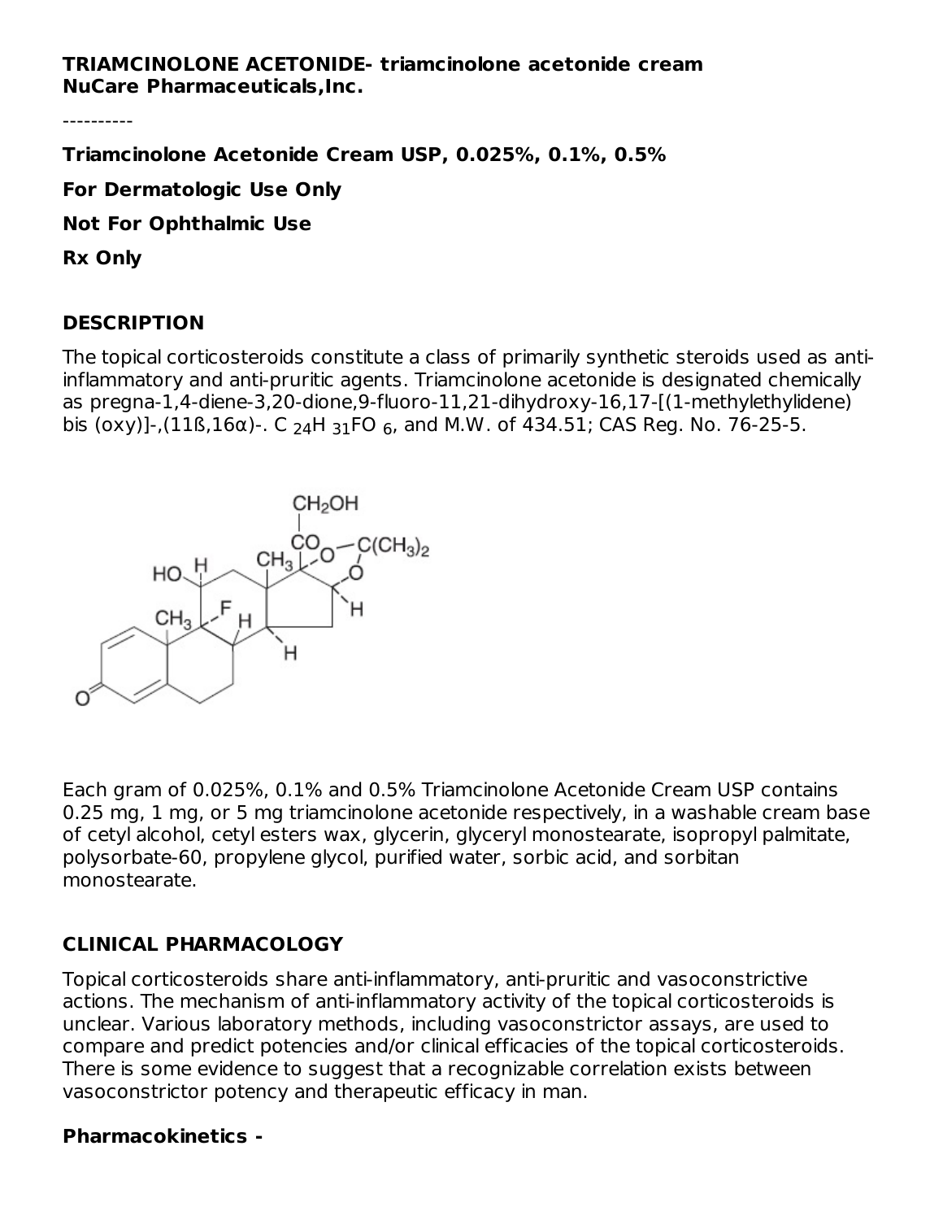**TRIAMCINOLONE ACETONIDE- triamcinolone acetonide cream**
**NuCare Pharmaceuticals,Inc.**

----------

**Triamcinolone Acetonide Cream USP, 0.025%, 0.1%, 0.5%**

**For Dermatologic Use Only**

**Not For Ophthalmic Use**

**Rx Only**

## DESCRIPTION

The topical corticosteroids constitute a class of primarily synthetic steroids used as anti-inflammatory and anti-pruritic agents. Triamcinolone acetonide is designated chemically as pregna-1,4-diene-3,20-dione,9-fluoro-11,21-dihydroxy-16,17-[(1-methylethylidene) bis (oxy)]-,(11ß,16α)-. $C_{24}H_{31}FO_6$, and M.W. of 434.51; CAS Reg. No. 76-25-5.

Each gram of 0.025%, 0.1% and 0.5% Triamcinolone Acetonide Cream USP contains 0.25 mg, 1 mg, or 5 mg triamcinolone acetonide respectively, in a washable cream base of cetyl alcohol, cetyl esters wax, glycerin, glyceryl monostearate, isopropyl palmitate, polysorbate-60, propylene glycol, purified water, sorbic acid, and sorbitan monostearate.

## CLINICAL PHARMACOLOGY

Topical corticosteroids share anti-inflammatory, anti-pruritic and vasoconstrictive actions. The mechanism of anti-inflammatory activity of the topical corticosteroids is unclear. Various laboratory methods, including vasoconstrictor assays, are used to compare and predict potencies and/or clinical efficacies of the topical corticosteroids. There is some evidence to suggest that a recognizable correlation exists between vasoconstrictor potency and therapeutic efficacy in man.

**Pharmacokinetics -**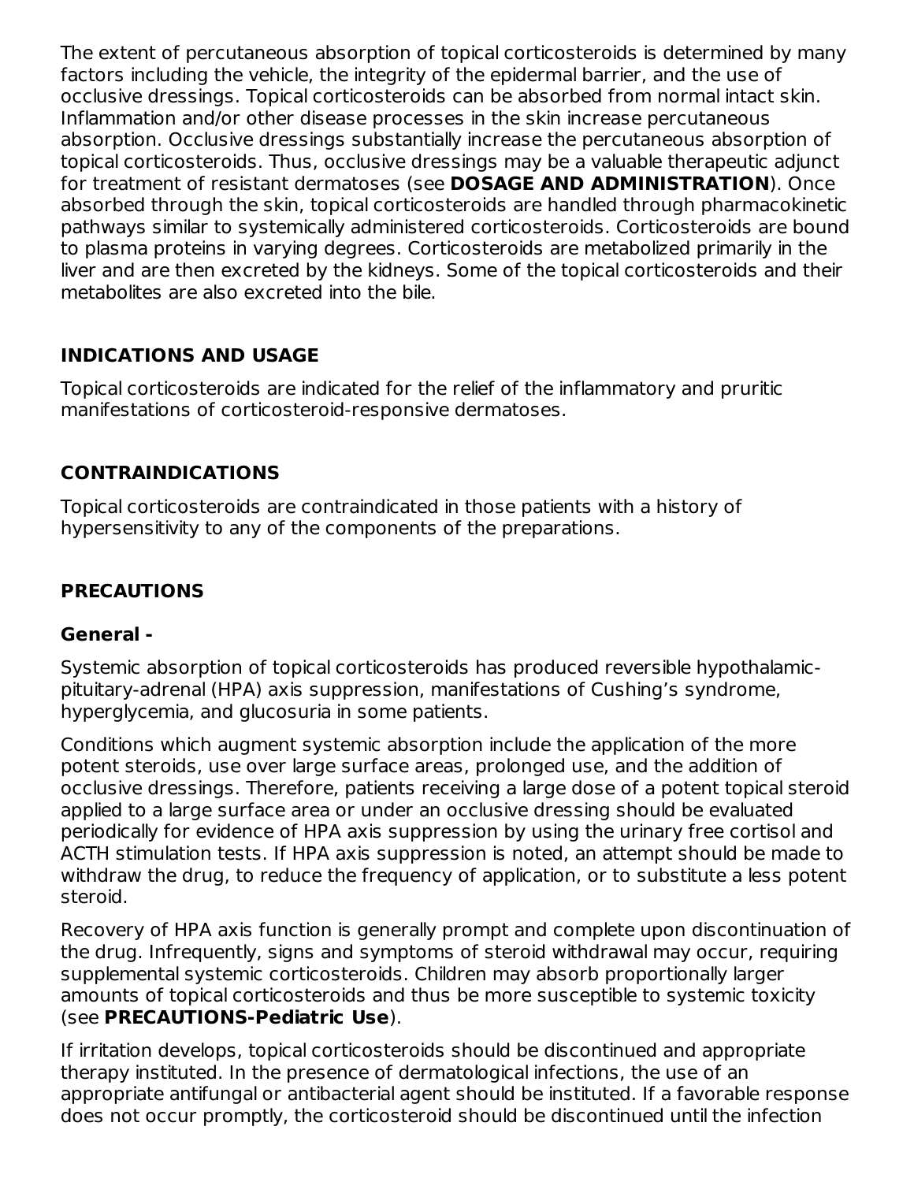The extent of percutaneous absorption of topical corticosteroids is determined by many factors including the vehicle, the integrity of the epidermal barrier, and the use of occlusive dressings. Topical corticosteroids can be absorbed from normal intact skin. Inflammation and/or other disease processes in the skin increase percutaneous absorption. Occlusive dressings substantially increase the percutaneous absorption of topical corticosteroids. Thus, occlusive dressings may be a valuable therapeutic adjunct for treatment of resistant dermatoses (see **DOSAGE AND ADMINISTRATION**). Once absorbed through the skin, topical corticosteroids are handled through pharmacokinetic pathways similar to systemically administered corticosteroids. Corticosteroids are bound to plasma proteins in varying degrees. Corticosteroids are metabolized primarily in the liver and are then excreted by the kidneys. Some of the topical corticosteroids and their metabolites are also excreted into the bile.

## INDICATIONS AND USAGE

Topical corticosteroids are indicated for the relief of the inflammatory and pruritic manifestations of corticosteroid-responsive dermatoses.

## CONTRAINDICATIONS

Topical corticosteroids are contraindicated in those patients with a history of hypersensitivity to any of the components of the preparations.

## PRECAUTIONS

### General -

Systemic absorption of topical corticosteroids has produced reversible hypothalamic-pituitary-adrenal (HPA) axis suppression, manifestations of Cushing's syndrome, hyperglycemia, and glucosuria in some patients.

Conditions which augment systemic absorption include the application of the more potent steroids, use over large surface areas, prolonged use, and the addition of occlusive dressings. Therefore, patients receiving a large dose of a potent topical steroid applied to a large surface area or under an occlusive dressing should be evaluated periodically for evidence of HPA axis suppression by using the urinary free cortisol and ACTH stimulation tests. If HPA axis suppression is noted, an attempt should be made to withdraw the drug, to reduce the frequency of application, or to substitute a less potent steroid.

Recovery of HPA axis function is generally prompt and complete upon discontinuation of the drug. Infrequently, signs and symptoms of steroid withdrawal may occur, requiring supplemental systemic corticosteroids. Children may absorb proportionally larger amounts of topical corticosteroids and thus be more susceptible to systemic toxicity (see **PRECAUTIONS-Pediatric Use**).

If irritation develops, topical corticosteroids should be discontinued and appropriate therapy instituted. In the presence of dermatological infections, the use of an appropriate antifungal or antibacterial agent should be instituted. If a favorable response does not occur promptly, the corticosteroid should be discontinued until the infection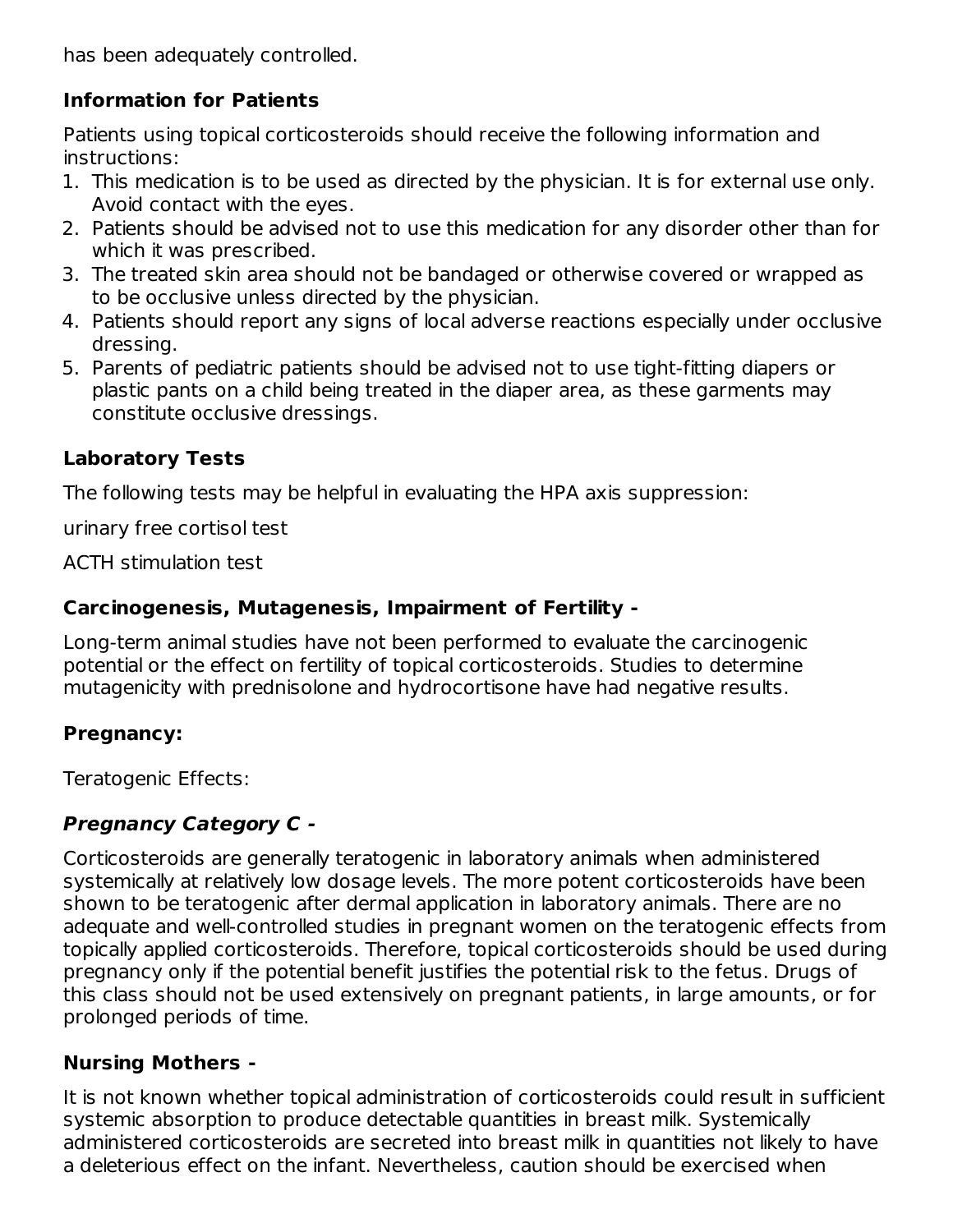has been adequately controlled.

### Information for Patients

Patients using topical corticosteroids should receive the following information and instructions:

1. This medication is to be used as directed by the physician. It is for external use only. Avoid contact with the eyes.
2. Patients should be advised not to use this medication for any disorder other than for which it was prescribed.
3. The treated skin area should not be bandaged or otherwise covered or wrapped as to be occlusive unless directed by the physician.
4. Patients should report any signs of local adverse reactions especially under occlusive dressing.
5. Parents of pediatric patients should be advised not to use tight-fitting diapers or plastic pants on a child being treated in the diaper area, as these garments may constitute occlusive dressings.

### Laboratory Tests

The following tests may be helpful in evaluating the HPA axis suppression:

urinary free cortisol test

ACTH stimulation test

### Carcinogenesis, Mutagenesis, Impairment of Fertility -

Long-term animal studies have not been performed to evaluate the carcinogenic potential or the effect on fertility of topical corticosteroids. Studies to determine mutagenicity with prednisolone and hydrocortisone have had negative results.

### Pregnancy:

Teratogenic Effects:

### *Pregnancy Category C -*

Corticosteroids are generally teratogenic in laboratory animals when administered systemically at relatively low dosage levels. The more potent corticosteroids have been shown to be teratogenic after dermal application in laboratory animals. There are no adequate and well-controlled studies in pregnant women on the teratogenic effects from topically applied corticosteroids. Therefore, topical corticosteroids should be used during pregnancy only if the potential benefit justifies the potential risk to the fetus. Drugs of this class should not be used extensively on pregnant patients, in large amounts, or for prolonged periods of time.

### Nursing Mothers -

It is not known whether topical administration of corticosteroids could result in sufficient systemic absorption to produce detectable quantities in breast milk. Systemically administered corticosteroids are secreted into breast milk in quantities not likely to have a deleterious effect on the infant. Nevertheless, caution should be exercised when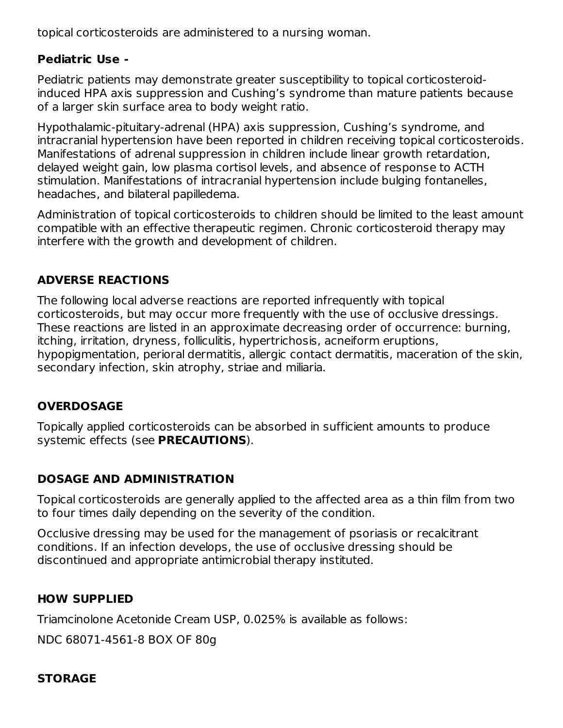topical corticosteroids are administered to a nursing woman.

**Pediatric Use -**

Pediatric patients may demonstrate greater susceptibility to topical corticosteroid-induced HPA axis suppression and Cushing's syndrome than mature patients because of a larger skin surface area to body weight ratio.

Hypothalamic-pituitary-adrenal (HPA) axis suppression, Cushing's syndrome, and intracranial hypertension have been reported in children receiving topical corticosteroids. Manifestations of adrenal suppression in children include linear growth retardation, delayed weight gain, low plasma cortisol levels, and absence of response to ACTH stimulation. Manifestations of intracranial hypertension include bulging fontanelles, headaches, and bilateral papilledema.

Administration of topical corticosteroids to children should be limited to the least amount compatible with an effective therapeutic regimen. Chronic corticosteroid therapy may interfere with the growth and development of children.

## ADVERSE REACTIONS

The following local adverse reactions are reported infrequently with topical corticosteroids, but may occur more frequently with the use of occlusive dressings. These reactions are listed in an approximate decreasing order of occurrence: burning, itching, irritation, dryness, folliculitis, hypertrichosis, acneiform eruptions, hypopigmentation, perioral dermatitis, allergic contact dermatitis, maceration of the skin, secondary infection, skin atrophy, striae and miliaria.

## OVERDOSAGE

Topically applied corticosteroids can be absorbed in sufficient amounts to produce systemic effects (see **PRECAUTIONS**).

## DOSAGE AND ADMINISTRATION

Topical corticosteroids are generally applied to the affected area as a thin film from two to four times daily depending on the severity of the condition.

Occlusive dressing may be used for the management of psoriasis or recalcitrant conditions. If an infection develops, the use of occlusive dressing should be discontinued and appropriate antimicrobial therapy instituted.

## HOW SUPPLIED

Triamcinolone Acetonide Cream USP, 0.025% is available as follows:

NDC 68071-4561-8 BOX OF 80g

## STORAGE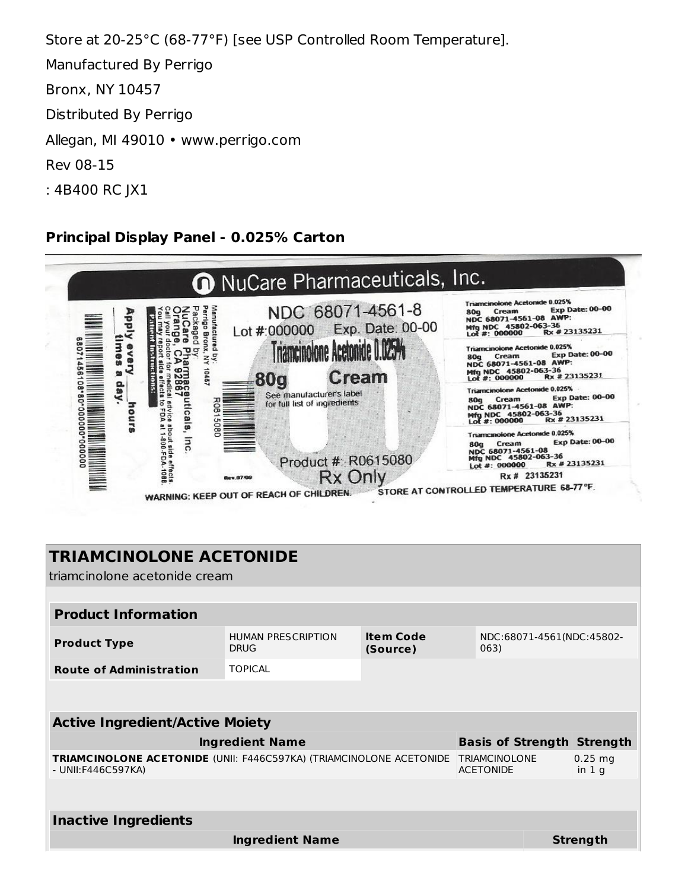Store at 20-25°C (68-77°F) [see USP Controlled Room Temperature].

Manufactured By Perrigo

Bronx, NY 10457

Distributed By Perrigo

Allegan, MI 49010 • www.perrigo.com

Rev 08-15

: 4B400 RC JX1

## Principal Display Panel - 0.025% Carton

NuCare Pharmaceuticals, Inc.

NDC 68071-4561-8

Lot #:000000 Exp. Date: 00-00

Triamcinolone Acetonide 0.025%

80g Cream

See manufacturer's label for full list of ingredients

Product #: R0615080

Rx Only

Manufactured by: Perrigo Bronx, NY 10457

Packaged by: NuCare Pharmaceuticals, Inc. Orange, CA 92867

Patient Instructions: Call your doctor for medical advice about side effects. You may report side effects to FDA at 1-800-FDA-1088.

Apply every ___ hours ___ times a day.

R0615080

68071456108*80*000000*000000

Rev.07/09

Triamcinolone Acetonide 0.025% 80g Cream Exp Date: 00-00 NDC 68071-4561-08 AWP: Mfg NDC 45802-063-36 Lot #: 000000 Rx # 23135231

Rx # 23135231

WARNING: KEEP OUT OF REACH OF CHILDREN. STORE AT CONTROLLED TEMPERATURE 68-77°F.

## TRIAMCINOLONE ACETONIDE

triamcinolone acetonide cream

| Product Information | | | |
|---|---|---|---|
| Product Type | HUMAN PRESCRIPTION DRUG | Item Code (Source) | NDC:68071-4561(NDC:45802-063) |
| Route of Administration | TOPICAL | | |

| Active Ingredient/Active Moiety | | |
|---|---|---|
| Ingredient Name | Basis of Strength | Strength |
| TRIAMCINOLONE ACETONIDE (UNII: F446C597KA) (TRIAMCINOLONE ACETONIDE - UNII:F446C597KA) | TRIAMCINOLONE ACETONIDE | 0.25 mg in 1 g |

| Inactive Ingredients | |
|---|---|
| Ingredient Name | Strength |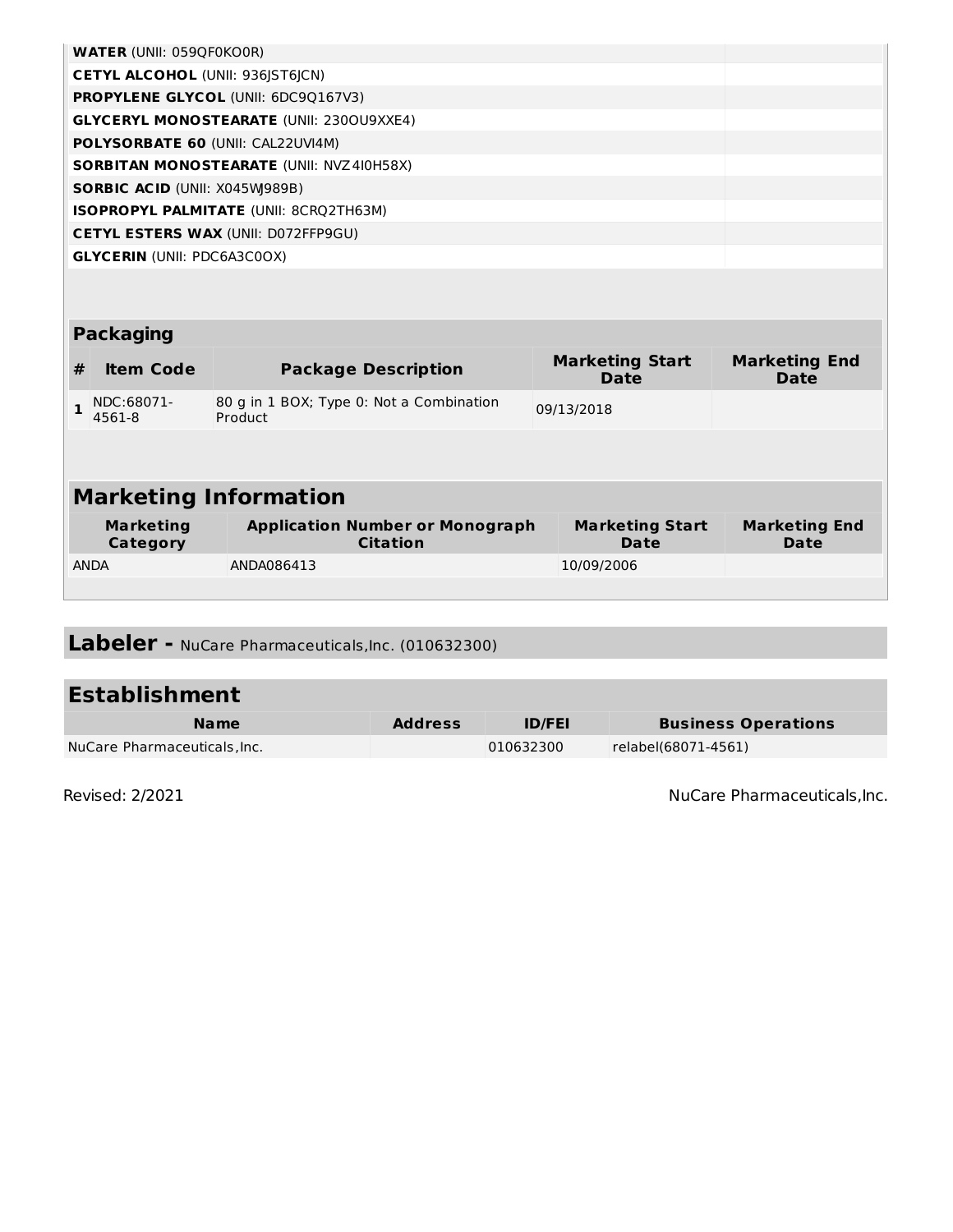| | |
|---|---|
| **WATER** (UNII: 059QF0KO0R) | |
| **CETYL ALCOHOL** (UNII: 936JST6JCN) | |
| **PROPYLENE GLYCOL** (UNII: 6DC9Q167V3) | |
| **GLYCERYL MONOSTEARATE** (UNII: 230OU9XXE4) | |
| **POLYSORBATE 60** (UNII: CAL22UVI4M) | |
| **SORBITAN MONOSTEARATE** (UNII: NVZ4I0H58X) | |
| **SORBIC ACID** (UNII: X045WJ989B) | |
| **ISOPROPYL PALMITATE** (UNII: 8CRQ2TH63M) | |
| **CETYL ESTERS WAX** (UNII: D072FFP9GU) | |
| **GLYCERIN** (UNII: PDC6A3C0OX) | |

## Packaging

| # | Item Code | Package Description | Marketing Start Date | Marketing End Date |
|---|---|---|---|---|
| 1 | NDC:68071-4561-8 | 80 g in 1 BOX; Type 0: Not a Combination Product | 09/13/2018 | |

## Marketing Information

| Marketing Category | Application Number or Monograph Citation | Marketing Start Date | Marketing End Date |
|---|---|---|---|
| ANDA | ANDA086413 | 10/09/2006 | |

## Labeler - NuCare Pharmaceuticals,Inc. (010632300)

## Establishment

| Name | Address | ID/FEI | Business Operations |
|---|---|---|---|
| NuCare Pharmaceuticals,Inc. | | 010632300 | relabel(68071-4561) |

Revised: 2/2021 NuCare Pharmaceuticals,Inc.